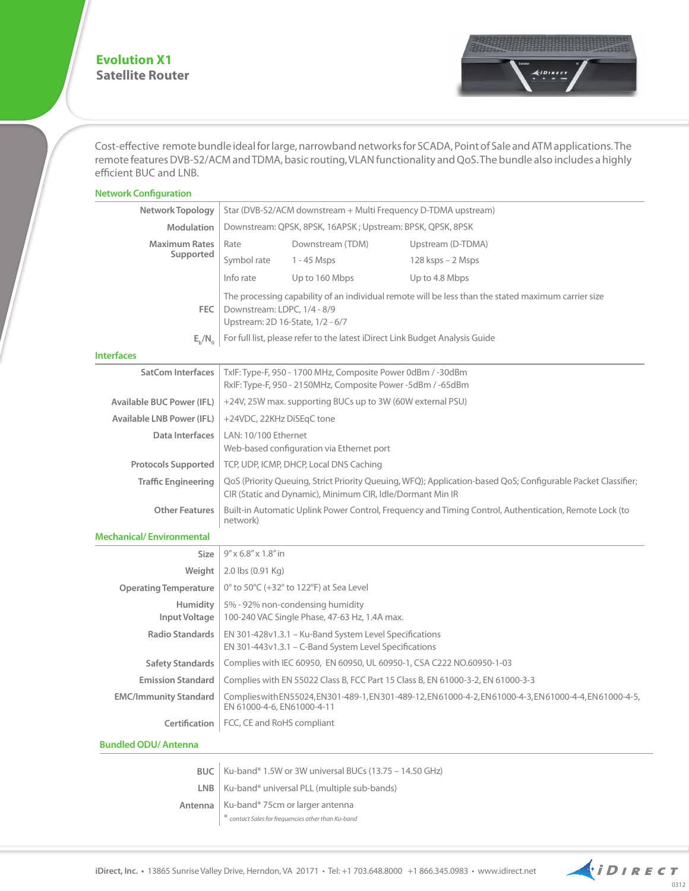# Evolution X1

## Satellite Router

Cost-effective remote bundle ideal for large, narrowband networks for SCADA, Point of Sale and ATM applications. The remote features DVB-S2/ACM and TDMA, basic routing, VLAN functionality and QoS. The bundle also includes a highly efficient BUC and LNB.

### Network Configuration

| | |
|---|---|
| **Network Topology** | Star (DVB-S2/ACM downstream + Multi Frequency D-TDMA upstream) |
| **Modulation** | Downstream: QPSK, 8PSK, 16APSK ; Upstream: BPSK, QPSK, 8PSK |
| **Maximum Rates Supported** | Rate — Downstream (TDM) — Upstream (D-TDMA)<br>Symbol rate — 1 - 45 Msps — 128 ksps – 2 Msps<br>Info rate — Up to 160 Mbps — Up to 4.8 Mbps |
| | The processing capability of an individual remote will be less than the stated maximum carrier size |
| **FEC** | Downstream: LDPC, 1/4 - 8/9<br>Upstream: 2D 16-State, 1/2 - 6/7 |
| **$E_b/N_0$** | For full list, please refer to the latest iDirect Link Budget Analysis Guide |

### Interfaces

| | |
|---|---|
| **SatCom Interfaces** | TxIF: Type-F, 950 - 1700 MHz, Composite Power 0dBm / -30dBm<br>RxIF: Type-F, 950 - 2150MHz, Composite Power -5dBm / -65dBm |
| **Available BUC Power (IFL)** | +24V, 25W max. supporting BUCs up to 3W (60W external PSU) |
| **Available LNB Power (IFL)** | +24VDC, 22KHz DiSEqC tone |
| **Data Interfaces** | LAN: 10/100 Ethernet<br>Web-based configuration via Ethernet port |
| **Protocols Supported** | TCP, UDP, ICMP, DHCP, Local DNS Caching |
| **Traffic Engineering** | QoS (Priority Queuing, Strict Priority Queuing, WFQ); Application-based QoS; Configurable Packet Classifier; CIR (Static and Dynamic), Minimum CIR, Idle/Dormant Min IR |
| **Other Features** | Built-in Automatic Uplink Power Control, Frequency and Timing Control, Authentication, Remote Lock (to network) |

### Mechanical/ Environmental

| | |
|---|---|
| **Size** | 9" x 6.8" x 1.8" in |
| **Weight** | 2.0 lbs (0.91 Kg) |
| **Operating Temperature** | 0° to 50°C (+32° to 122°F) at Sea Level |
| **Humidity** | 5% - 92% non-condensing humidity |
| **Input Voltage** | 100-240 VAC Single Phase, 47-63 Hz, 1.4A max. |
| **Radio Standards** | EN 301-428v1.3.1 – Ku-Band System Level Specifications<br>EN 301-443v1.3.1 – C-Band System Level Specifications |
| **Safety Standards** | Complies with IEC 60950, EN 60950, UL 60950-1, CSA C222 NO.60950-1-03 |
| **Emission Standard** | Complies with EN 55022 Class B, FCC Part 15 Class B, EN 61000-3-2, EN 61000-3-3 |
| **EMC/Immunity Standard** | Complies with EN55024, EN301-489-1, EN301-489-12, EN61000-4-2, EN61000-4-3, EN61000-4-4, EN61000-4-5, EN 61000-4-6, EN61000-4-11 |
| **Certification** | FCC, CE and RoHS compliant |

### Bundled ODU/ Antenna

| | |
|---|---|
| **BUC** | Ku-band* 1.5W or 3W universal BUCs (13.75 – 14.50 GHz) |
| **LNB** | Ku-band* universal PLL (multiple sub-bands) |
| **Antenna** | Ku-band* 75cm or larger antenna |

*\* contact Sales for frequencies other than Ku-band*

**iDirect, Inc.** • 13865 Sunrise Valley Drive, Herndon, VA 20171 • Tel: +1 703.648.8000 +1 866.345.0983 • www.idirect.net

0312